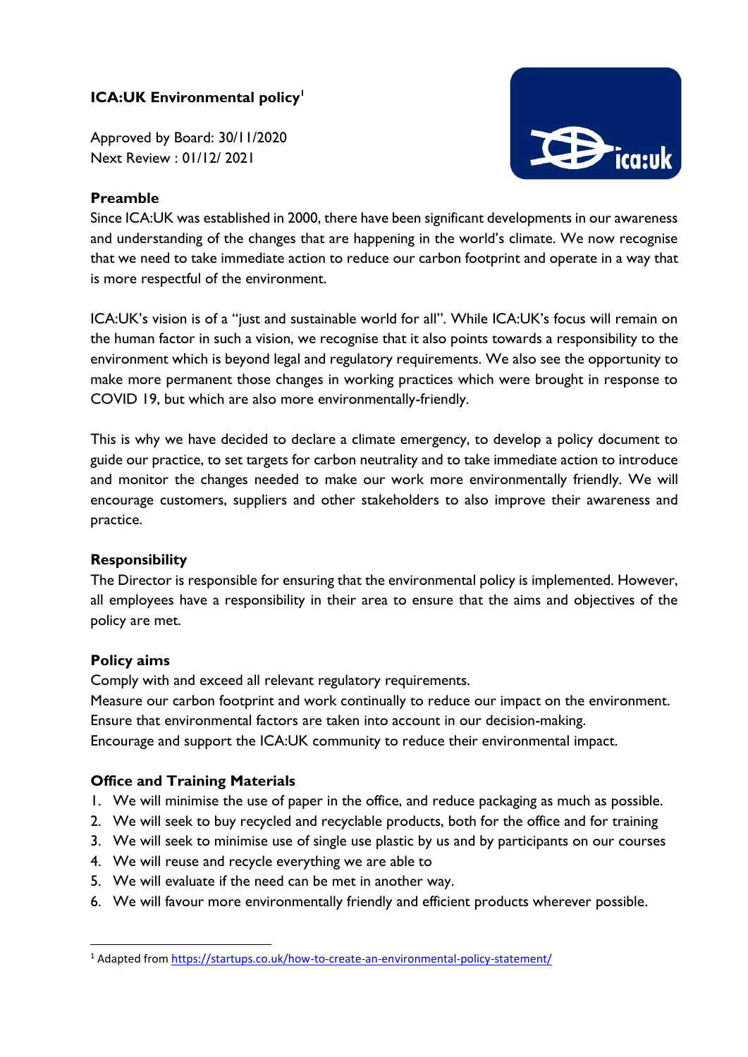# ICA:UK Environmental policy[1]

Approved by Board: 30/11/2020
Next Review : 01/12/ 2021

## Preamble

Since ICA:UK was established in 2000, there have been significant developments in our awareness and understanding of the changes that are happening in the world's climate. We now recognise that we need to take immediate action to reduce our carbon footprint and operate in a way that is more respectful of the environment.

ICA:UK's vision is of a "just and sustainable world for all". While ICA:UK's focus will remain on the human factor in such a vision, we recognise that it also points towards a responsibility to the environment which is beyond legal and regulatory requirements. We also see the opportunity to make more permanent those changes in working practices which were brought in response to COVID 19, but which are also more environmentally-friendly.

This is why we have decided to declare a climate emergency, to develop a policy document to guide our practice, to set targets for carbon neutrality and to take immediate action to introduce and monitor the changes needed to make our work more environmentally friendly. We will encourage customers, suppliers and other stakeholders to also improve their awareness and practice.

## Responsibility

The Director is responsible for ensuring that the environmental policy is implemented. However, all employees have a responsibility in their area to ensure that the aims and objectives of the policy are met.

## Policy aims

Comply with and exceed all relevant regulatory requirements.
Measure our carbon footprint and work continually to reduce our impact on the environment.
Ensure that environmental factors are taken into account in our decision-making.
Encourage and support the ICA:UK community to reduce their environmental impact.

## Office and Training Materials

1. We will minimise the use of paper in the office, and reduce packaging as much as possible.
2. We will seek to buy recycled and recyclable products, both for the office and for training
3. We will seek to minimise use of single use plastic by us and by participants on our courses
4. We will reuse and recycle everything we are able to
5. We will evaluate if the need can be met in another way.
6. We will favour more environmentally friendly and efficient products wherever possible.

[1] Adapted from https://startups.co.uk/how-to-create-an-environmental-policy-statement/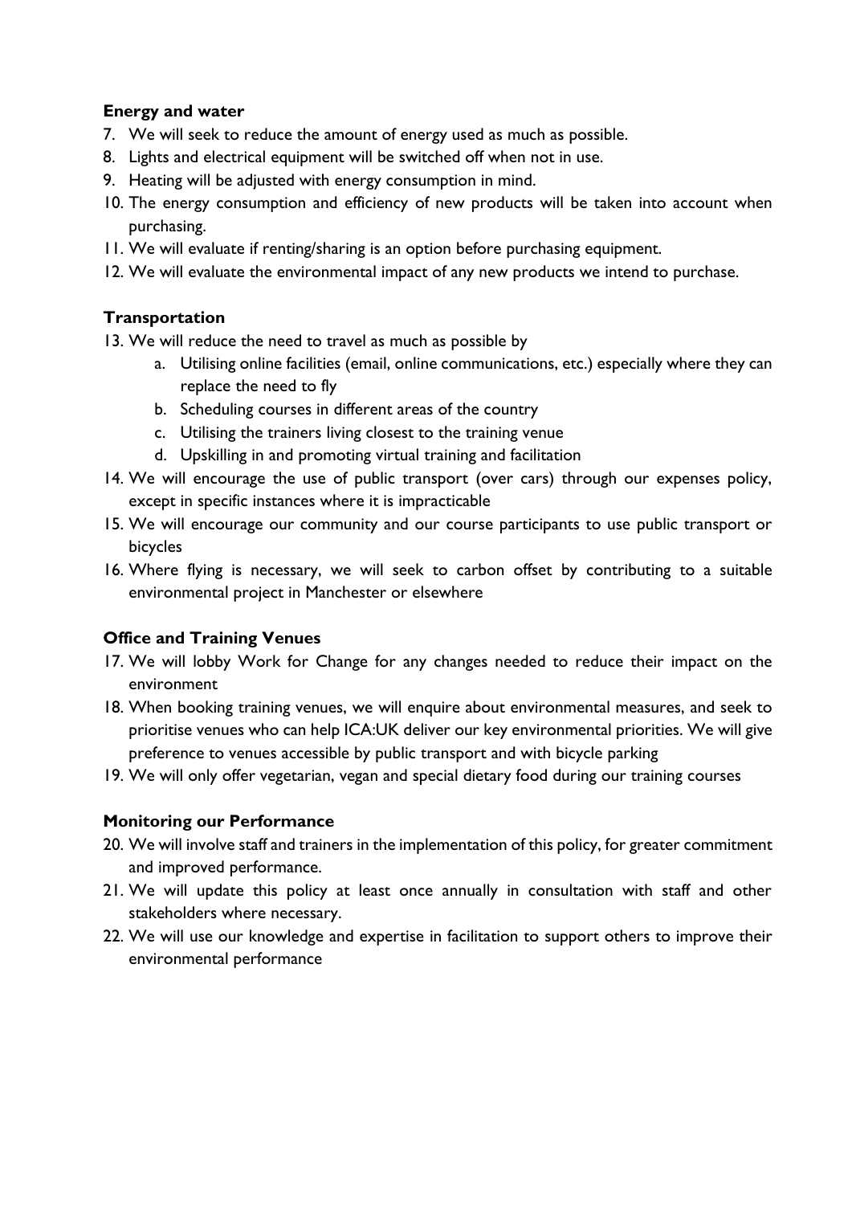**Energy and water**

7. We will seek to reduce the amount of energy used as much as possible.
8. Lights and electrical equipment will be switched off when not in use.
9. Heating will be adjusted with energy consumption in mind.
10. The energy consumption and efficiency of new products will be taken into account when purchasing.
11. We will evaluate if renting/sharing is an option before purchasing equipment.
12. We will evaluate the environmental impact of any new products we intend to purchase.

**Transportation**

13. We will reduce the need to travel as much as possible by
    a. Utilising online facilities (email, online communications, etc.) especially where they can replace the need to fly
    b. Scheduling courses in different areas of the country
    c. Utilising the trainers living closest to the training venue
    d. Upskilling in and promoting virtual training and facilitation
14. We will encourage the use of public transport (over cars) through our expenses policy, except in specific instances where it is impracticable
15. We will encourage our community and our course participants to use public transport or bicycles
16. Where flying is necessary, we will seek to carbon offset by contributing to a suitable environmental project in Manchester or elsewhere

**Office and Training Venues**

17. We will lobby Work for Change for any changes needed to reduce their impact on the environment
18. When booking training venues, we will enquire about environmental measures, and seek to prioritise venues who can help ICA:UK deliver our key environmental priorities. We will give preference to venues accessible by public transport and with bicycle parking
19. We will only offer vegetarian, vegan and special dietary food during our training courses

**Monitoring our Performance**

20. We will involve staff and trainers in the implementation of this policy, for greater commitment and improved performance.
21. We will update this policy at least once annually in consultation with staff and other stakeholders where necessary.
22. We will use our knowledge and expertise in facilitation to support others to improve their environmental performance